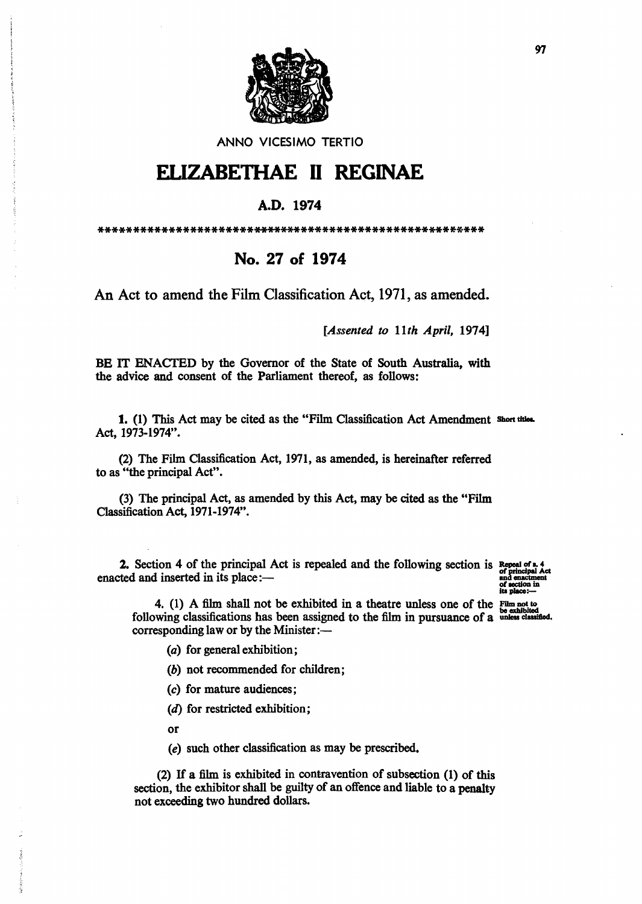ANNO VICESIMO TERTIO

# ELIZABETHAE II REGINAE

## A.D. 1974

*******************************************************

## No. 27 of 1974

An Act to amend the Film Classification Act, 1971, as amended.

[*Assented to 11th April,* 1974]

BE IT ENACTED by the Governor of the State of South Australia, with the advice and consent of the Parliament thereof, as follows:

Short titles.

**1.** (1) This Act may be cited as the "Film Classification Act Amendment Act, 1973-1974".

(2) The Film Classification Act, 1971, as amended, is hereinafter referred to as "the principal Act".

(3) The principal Act, as amended by this Act, may be cited as the "Film Classification Act, 1971-1974".

Repeal of s. 4 of principal Act and enactment of section in its place:—

**2.** Section 4 of the principal Act is repealed and the following section is enacted and inserted in its place:—

Film not to be exhibited unless classified.

4. (1) A film shall not be exhibited in a theatre unless one of the following classifications has been assigned to the film in pursuance of a corresponding law or by the Minister:—

(*a*) for general exhibition;

(*b*) not recommended for children;

(*c*) for mature audiences;

(*d*) for restricted exhibition;

or

(*e*) such other classification as may be prescribed.

(2) If a film is exhibited in contravention of subsection (1) of this section, the exhibitor shall be guilty of an offence and liable to a penalty not exceeding two hundred dollars.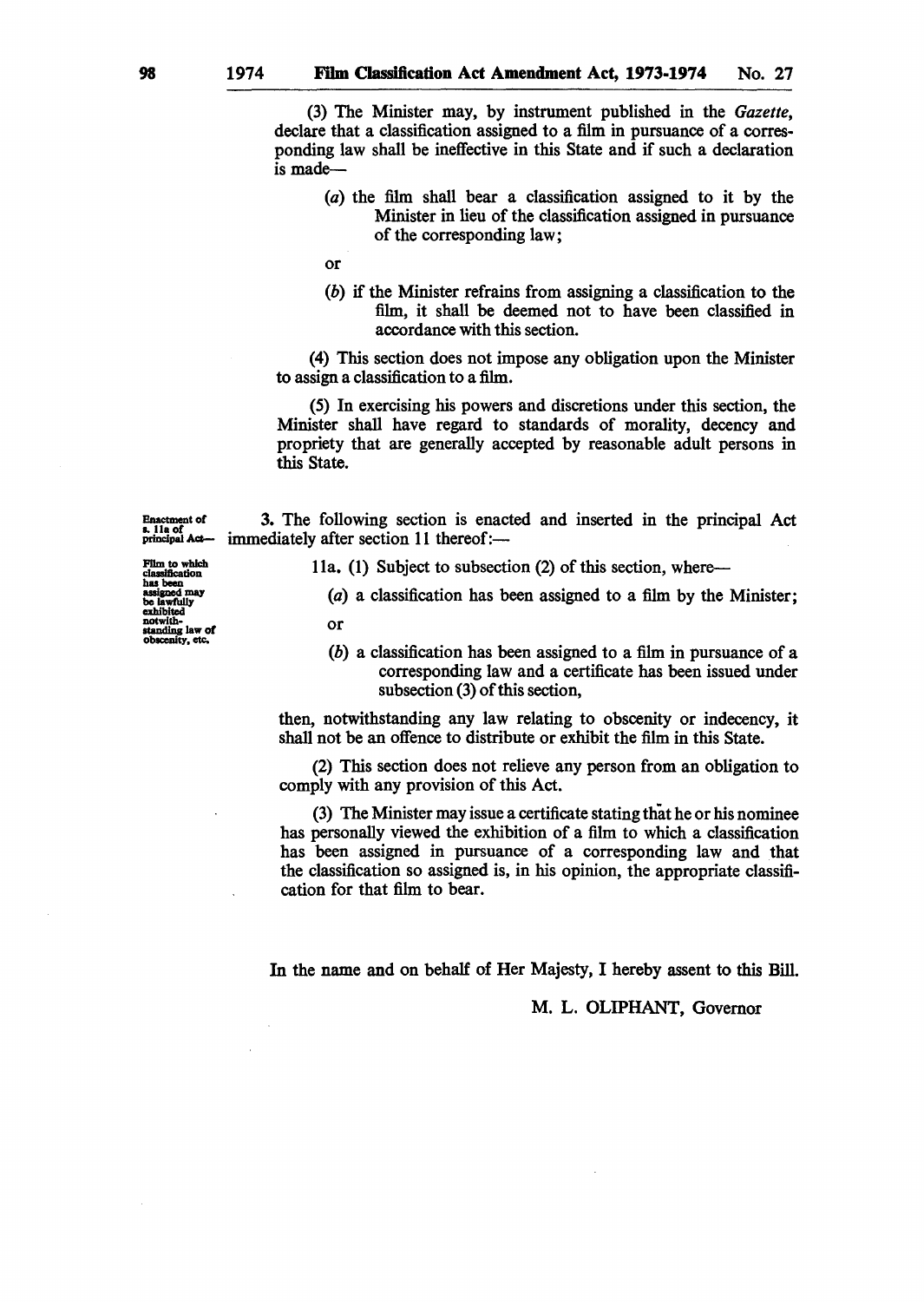(3) The Minister may, by instrument published in the *Gazette*, declare that a classification assigned to a film in pursuance of a corresponding law shall be ineffective in this State and if such a declaration is made—

(*a*) the film shall bear a classification assigned to it by the Minister in lieu of the classification assigned in pursuance of the corresponding law;

or

(*b*) if the Minister refrains from assigning a classification to the film, it shall be deemed not to have been classified in accordance with this section.

(4) This section does not impose any obligation upon the Minister to assign a classification to a film.

(5) In exercising his powers and discretions under this section, the Minister shall have regard to standards of morality, decency and propriety that are generally accepted by reasonable adult persons in this State.

**Enactment of s. 11a of principal Act—**

3. The following section is enacted and inserted in the principal Act immediately after section 11 thereof:—

**Film to which classification has been assigned may be lawfully exhibited notwithstanding law of obscenity, etc.**

11a. (1) Subject to subsection (2) of this section, where—

(*a*) a classification has been assigned to a film by the Minister;

or

(*b*) a classification has been assigned to a film in pursuance of a corresponding law and a certificate has been issued under subsection (3) of this section,

then, notwithstanding any law relating to obscenity or indecency, it shall not be an offence to distribute or exhibit the film in this State.

(2) This section does not relieve any person from an obligation to comply with any provision of this Act.

(3) The Minister may issue a certificate stating that he or his nominee has personally viewed the exhibition of a film to which a classification has been assigned in pursuance of a corresponding law and that the classification so assigned is, in his opinion, the appropriate classification for that film to bear.

In the name and on behalf of Her Majesty, I hereby assent to this Bill.

M. L. OLIPHANT, Governor